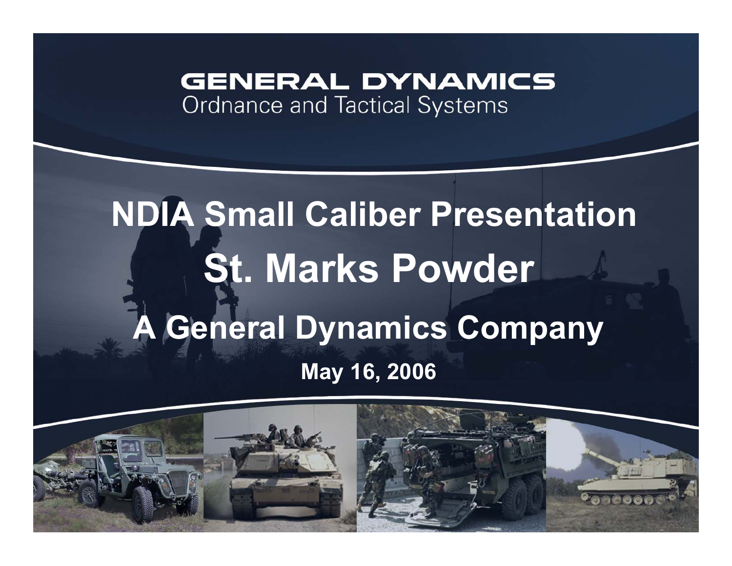GENERAL DYNAMICS
Ordnance and Tactical Systems

# NDIA Small Caliber Presentation

# St. Marks Powder

## A General Dynamics Company

**May 16, 2006**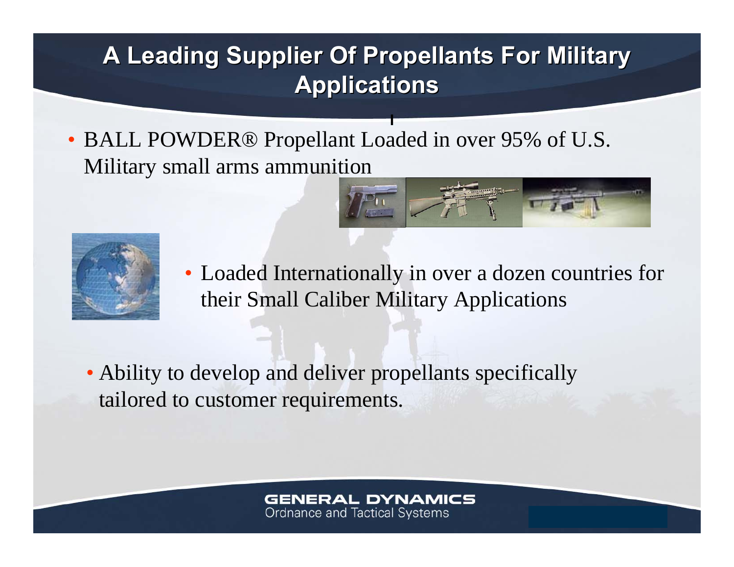# A Leading Supplier Of Propellants For Military Applications

- BALL POWDER® Propellant Loaded in over 95% of U.S. Military small arms ammunition

- Loaded Internationally in over a dozen countries for their Small Caliber Military Applications

- Ability to develop and deliver propellants specifically tailored to customer requirements.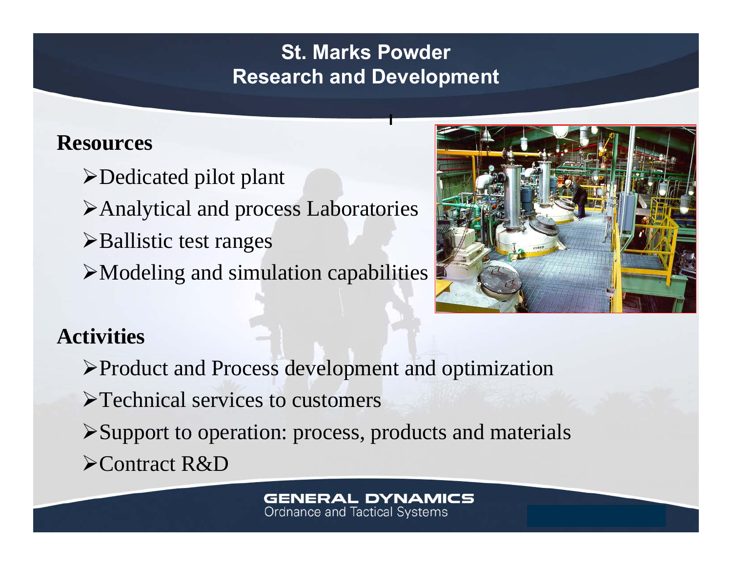# St. Marks Powder
## Research and Development

**Resources**

- Dedicated pilot plant
- Analytical and process Laboratories
- Ballistic test ranges
- Modeling and simulation capabilities

**Activities**

- Product and Process development and optimization
- Technical services to customers
- Support to operation: process, products and materials
- Contract R&D

GENERAL DYNAMICS
Ordnance and Tactical Systems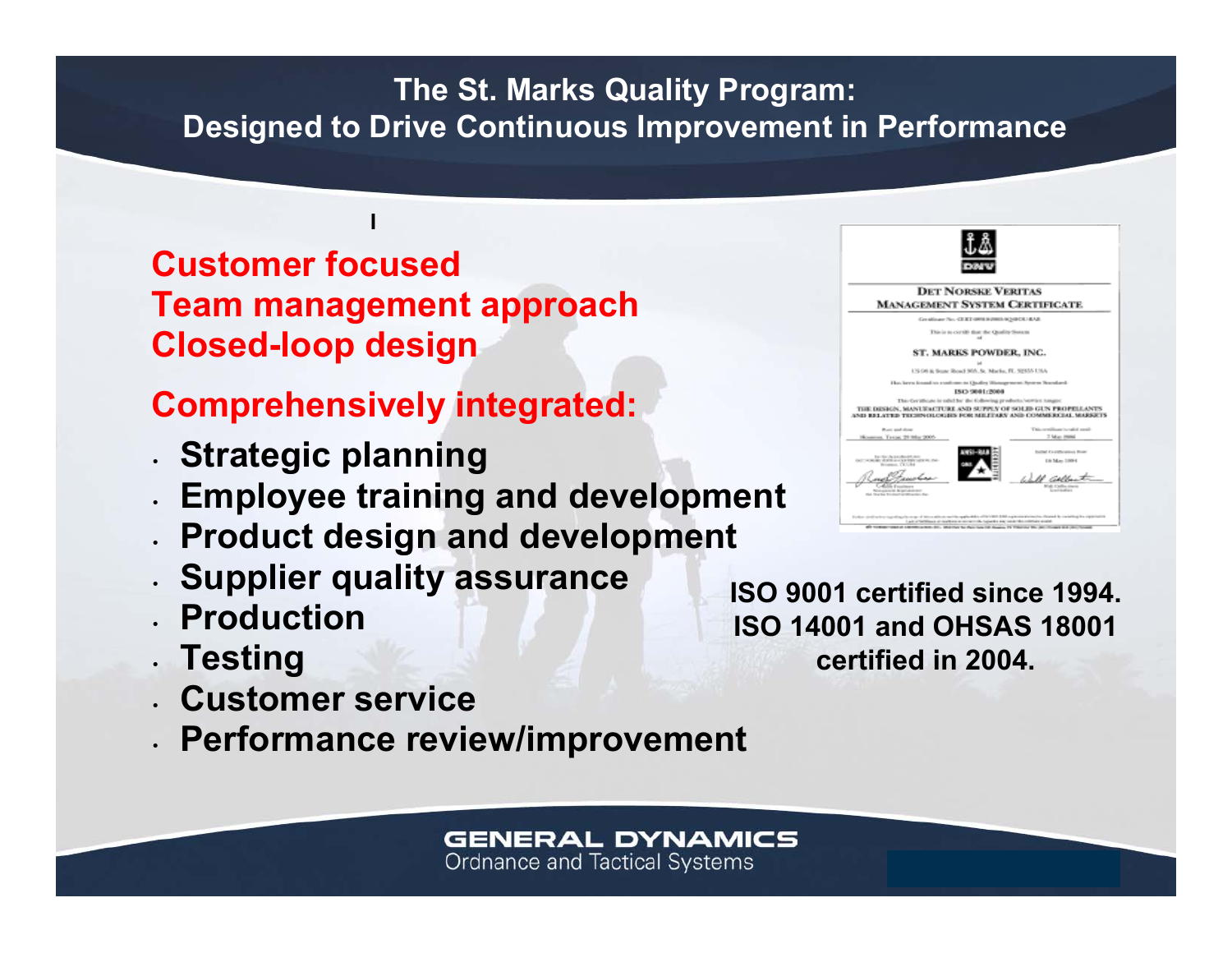# The St. Marks Quality Program: Designed to Drive Continuous Improvement in Performance

**Customer focused**
**Team management approach**
**Closed-loop design**

**Comprehensively integrated:**

- **Strategic planning**
- **Employee training and development**
- **Product design and development**
- **Supplier quality assurance**
- **Production**
- **Testing**
- **Customer service**
- **Performance review/improvement**

**ISO 9001 certified since 1994. ISO 14001 and OHSAS 18001 certified in 2004.**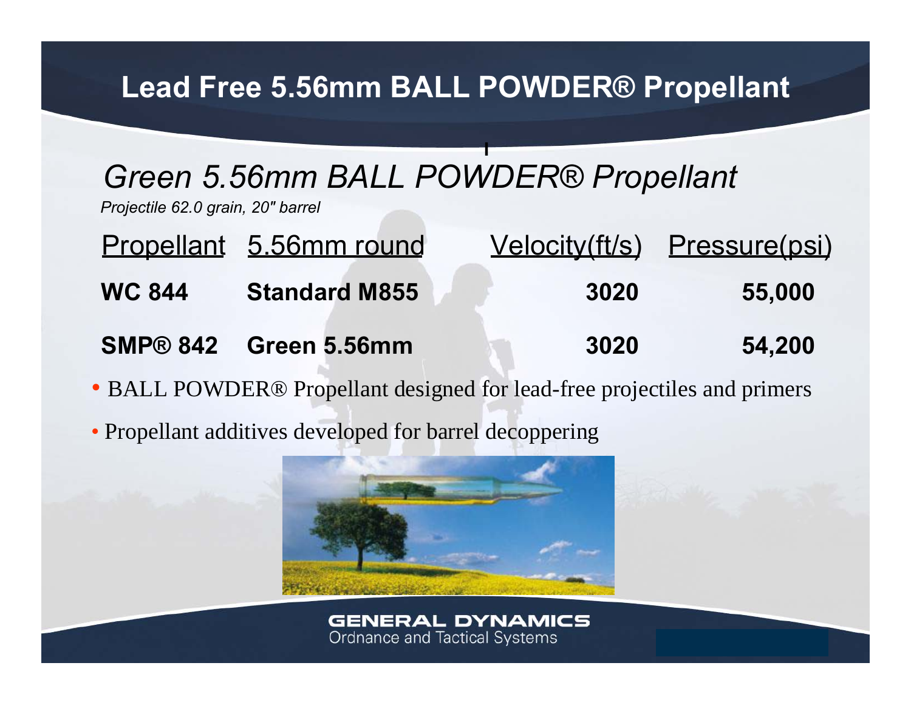# Lead Free 5.56mm BALL POWDER® Propellant

## *Green 5.56mm BALL POWDER® Propellant*

*Projectile 62.0 grain, 20" barrel*

| Propellant | 5.56mm round | Velocity(ft/s) | Pressure(psi) |
|---|---|---|---|
| **WC 844** | **Standard M855** | **3020** | **55,000** |
| **SMP® 842** | **Green 5.56mm** | **3020** | **54,200** |

- BALL POWDER® Propellant designed for lead-free projectiles and primers
- Propellant additives developed for barrel decoppering

GENERAL DYNAMICS
Ordnance and Tactical Systems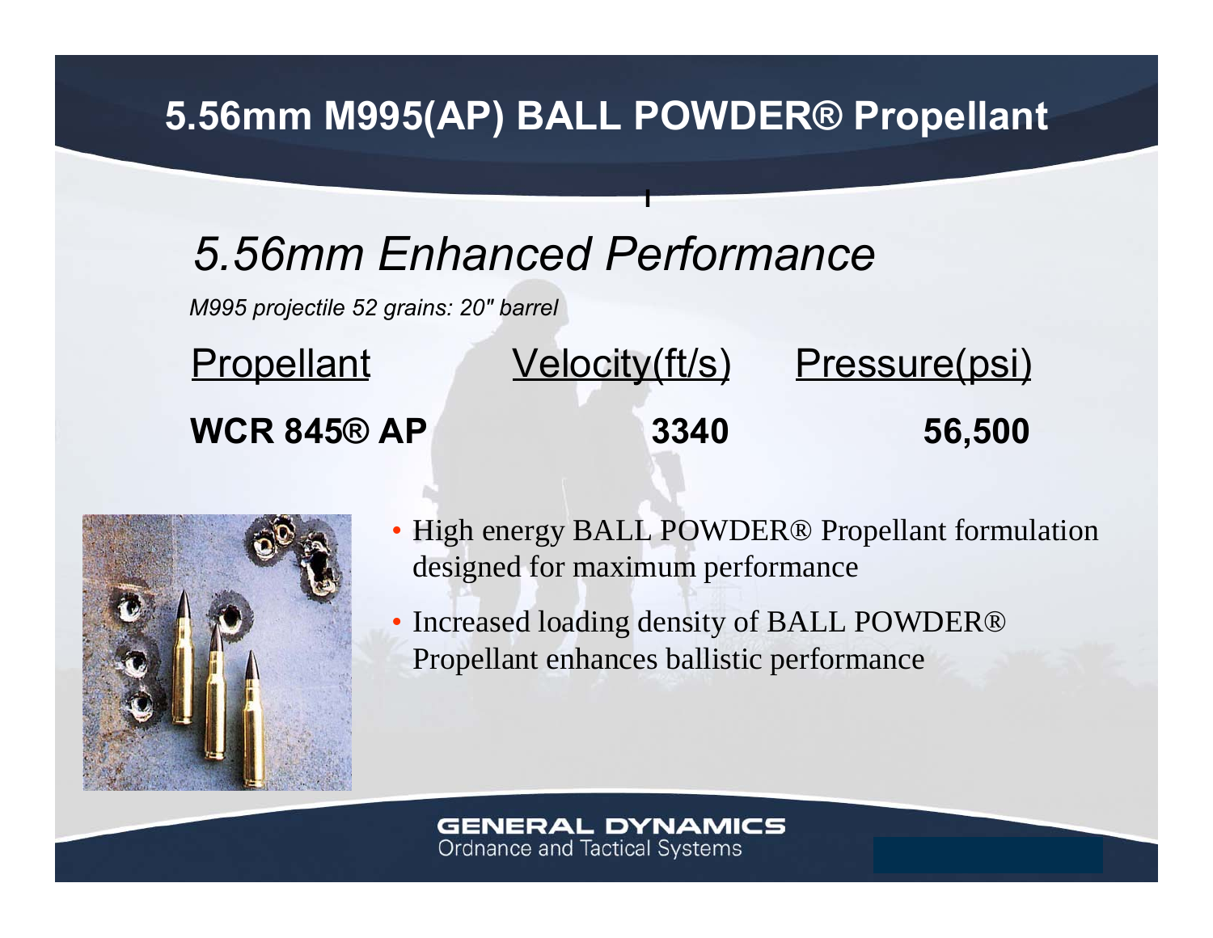# 5.56mm M995(AP) BALL POWDER® Propellant

## *5.56mm Enhanced Performance*

*M995 projectile 52 grains: 20" barrel*

| Propellant | Velocity(ft/s) | Pressure(psi) |
| --- | --- | --- |
| **WCR 845® AP** | **3340** | **56,500** |

- High energy BALL POWDER® Propellant formulation designed for maximum performance
- Increased loading density of BALL POWDER® Propellant enhances ballistic performance

GENERAL DYNAMICS
Ordnance and Tactical Systems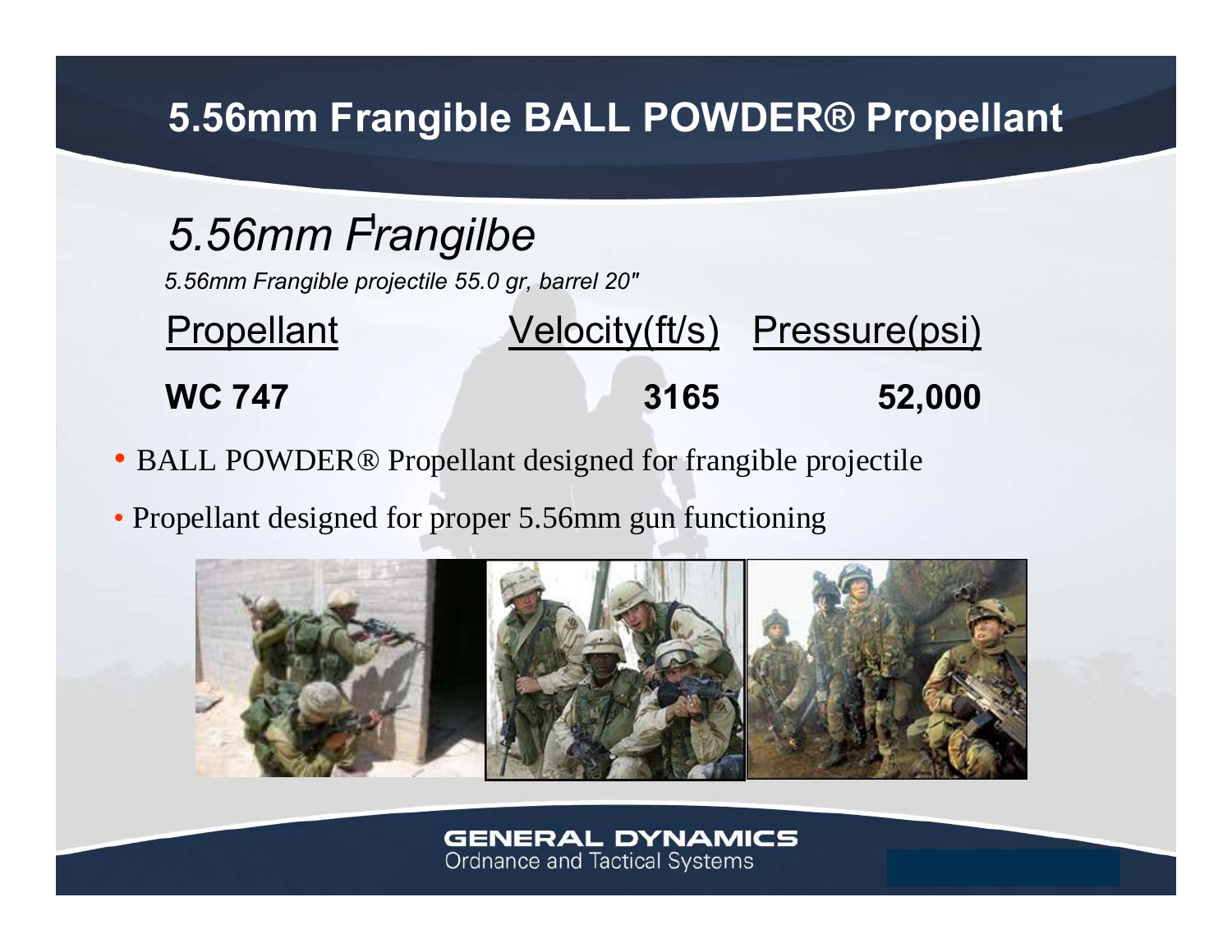# 5.56mm Frangible BALL POWDER® Propellant

## *5.56mm Frangilbe*

*5.56mm Frangible projectile 55.0 gr, barrel 20"*

| Propellant | Velocity(ft/s) | Pressure(psi) |
|---|---|---|
| **WC 747** | **3165** | **52,000** |

- BALL POWDER® Propellant designed for frangible projectile
- Propellant designed for proper 5.56mm gun functioning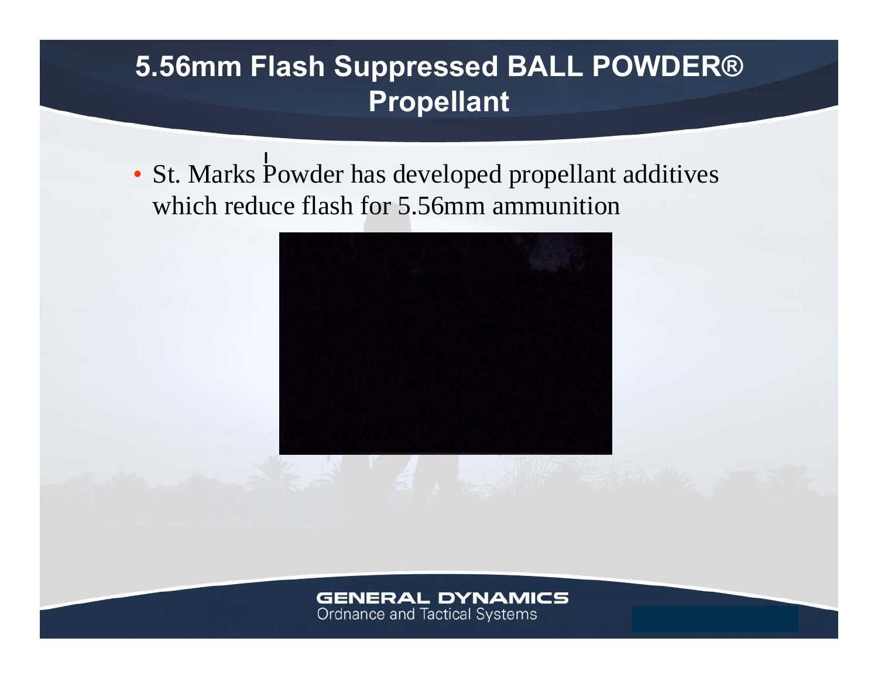# 5.56mm Flash Suppressed BALL POWDER® Propellant

- St. Marks Powder has developed propellant additives which reduce flash for 5.56mm ammunition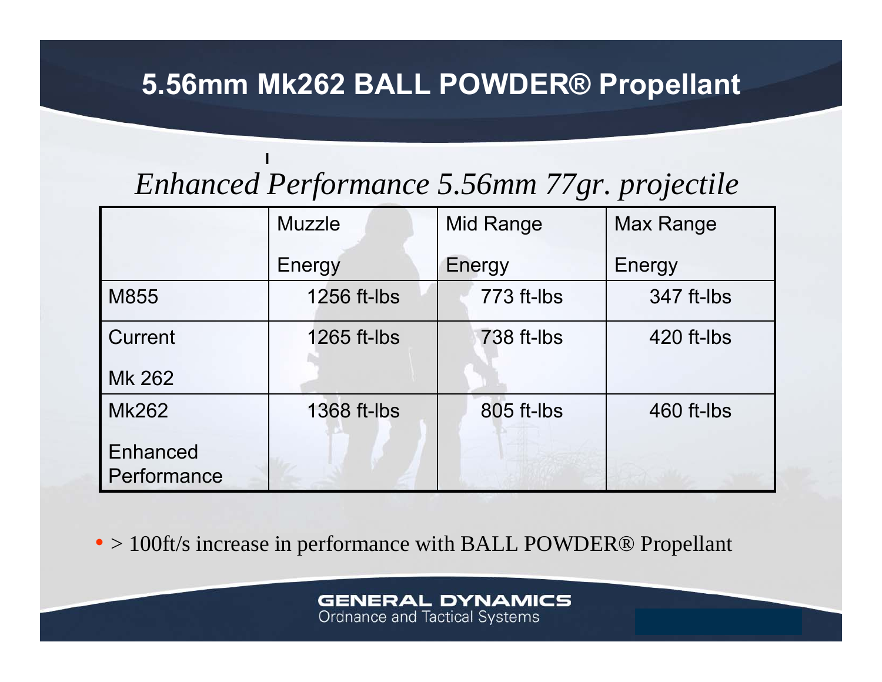# 5.56mm Mk262 BALL POWDER® Propellant

*Enhanced Performance 5.56mm 77gr. projectile*

| | Muzzle Energy | Mid Range Energy | Max Range Energy |
|---|---|---|---|
| M855 | 1256 ft-lbs | 773 ft-lbs | 347 ft-lbs |
| Current Mk 262 | 1265 ft-lbs | 738 ft-lbs | 420 ft-lbs |
| Mk262 Enhanced Performance | 1368 ft-lbs | 805 ft-lbs | 460 ft-lbs |

- > 100ft/s increase in performance with BALL POWDER® Propellant

GENERAL DYNAMICS
Ordnance and Tactical Systems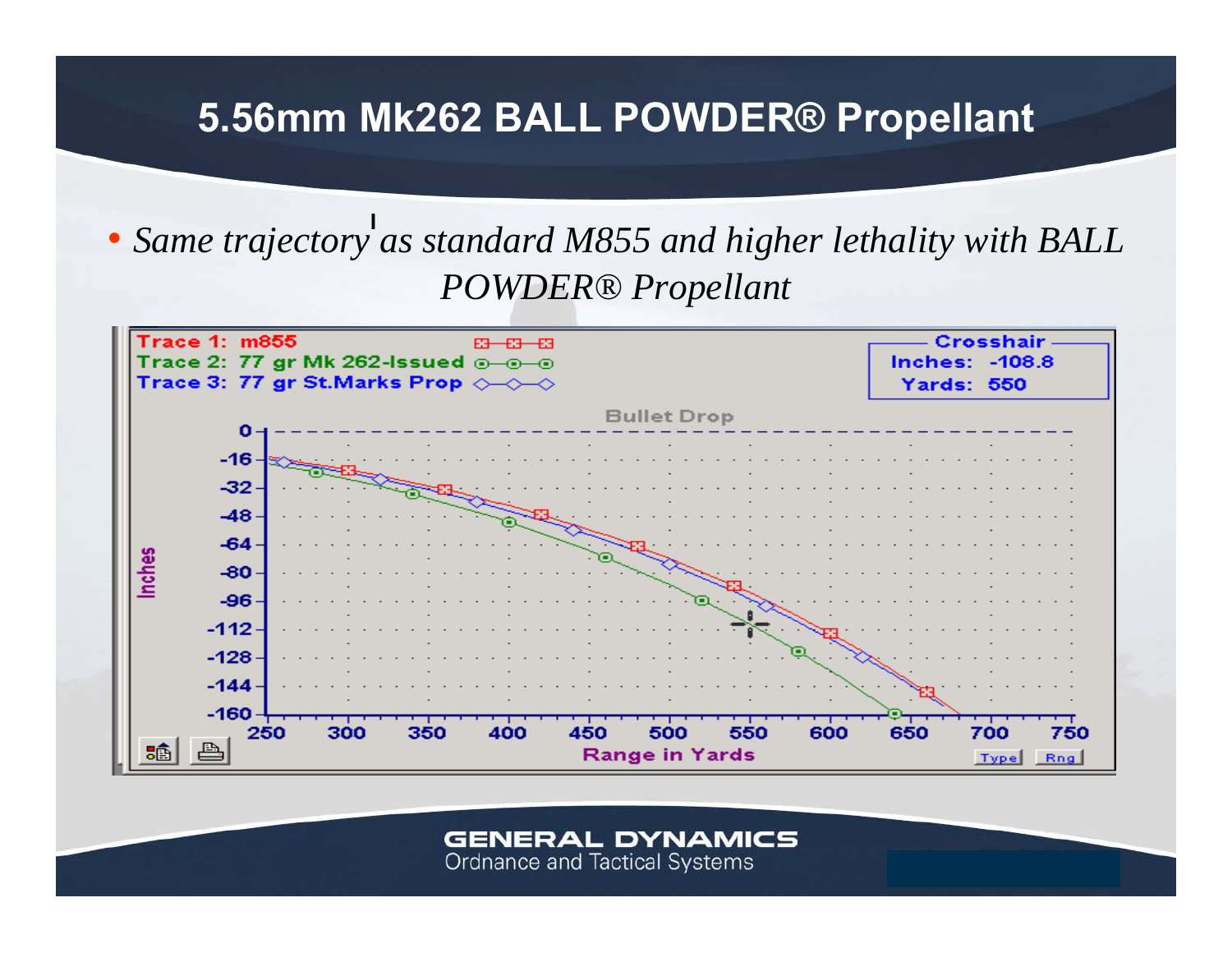# 5.56mm Mk262 BALL POWDER® Propellant

- *Same trajectory as standard M855 and higher lethality with BALL POWDER® Propellant*

Trace 1: m855
Trace 2: 77 gr Mk 262-Issued
Trace 3: 77 gr St.Marks Prop

Crosshair
Inches: -108.8
Yards: 550

Bullet Drop

Inches

Range in Yards

Type Rng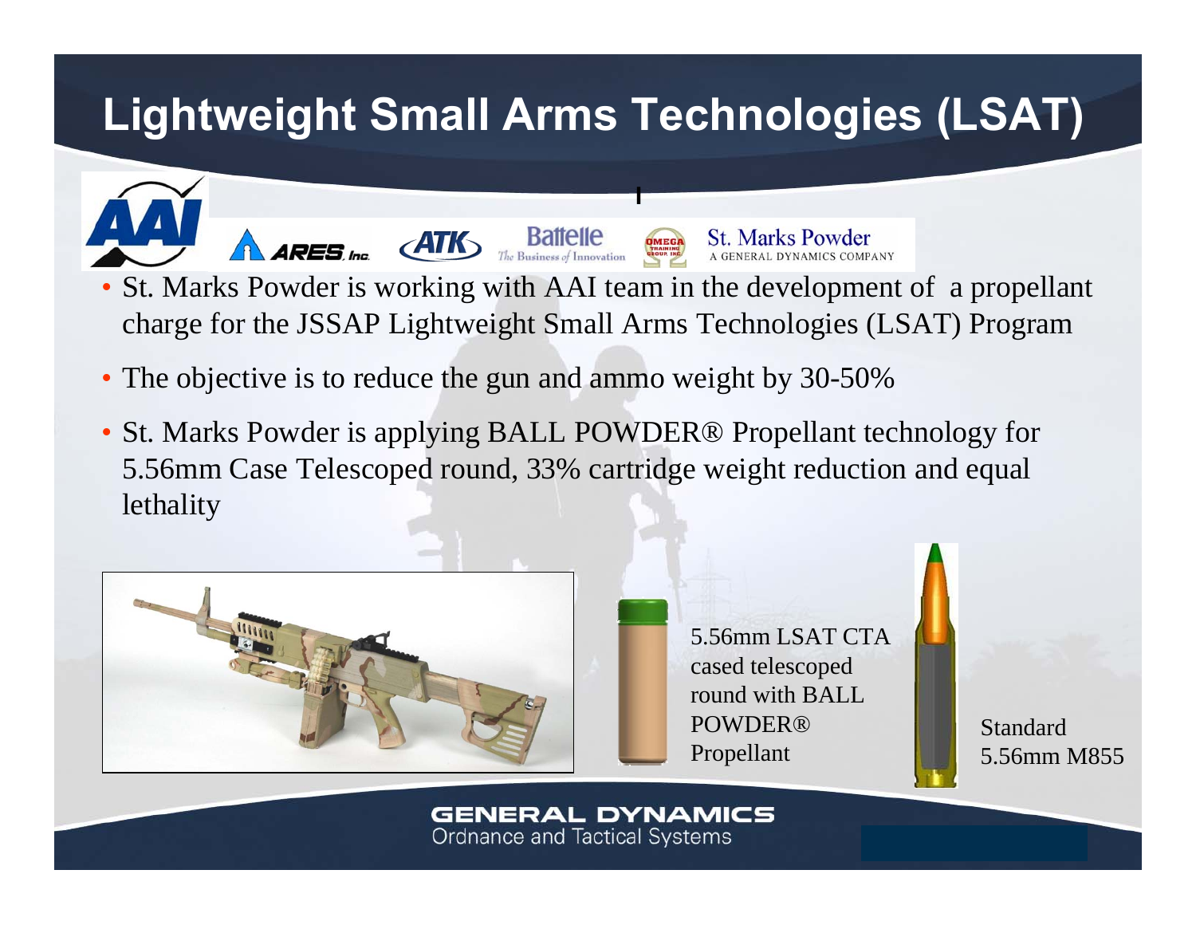# Lightweight Small Arms Technologies (LSAT)

AAI | ARES, Inc. | ATK | Battelle The Business of Innovation | OMEGA Training Group, Inc. | St. Marks Powder A GENERAL DYNAMICS COMPANY

- St. Marks Powder is working with AAI team in the development of a propellant charge for the JSSAP Lightweight Small Arms Technologies (LSAT) Program
- The objective is to reduce the gun and ammo weight by 30-50%
- St. Marks Powder is applying BALL POWDER® Propellant technology for 5.56mm Case Telescoped round, 33% cartridge weight reduction and equal lethality

5.56mm LSAT CTA cased telescoped round with BALL POWDER® Propellant

Standard 5.56mm M855

GENERAL DYNAMICS
Ordnance and Tactical Systems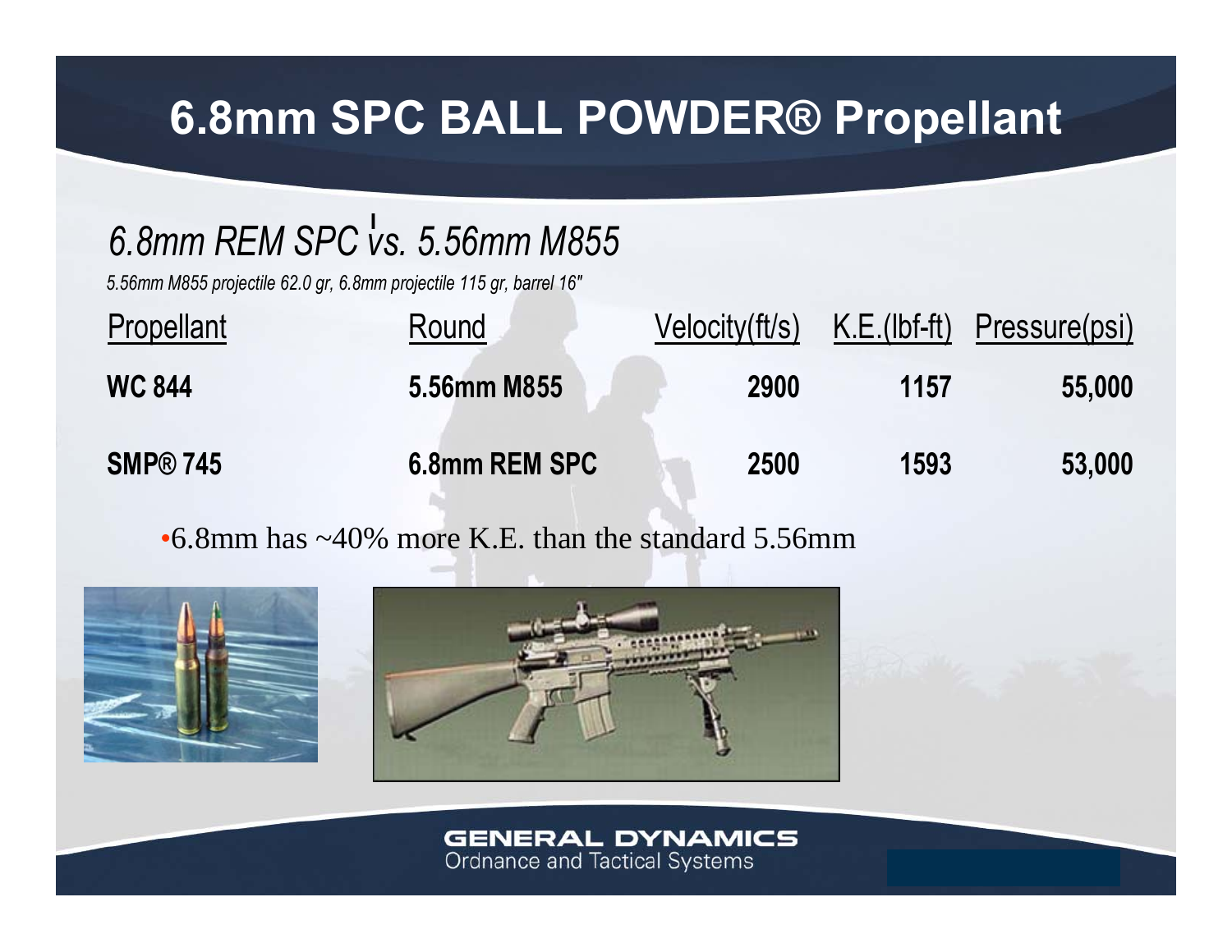# 6.8mm SPC BALL POWDER® Propellant

## *6.8mm REM SPC vs. 5.56mm M855*

*5.56mm M855 projectile 62.0 gr, 6.8mm projectile 115 gr, barrel 16"*

| Propellant | Round | Velocity(ft/s) | K.E.(lbf-ft) | Pressure(psi) |
|---|---|---|---|---|
| **WC 844** | **5.56mm M855** | **2900** | **1157** | **55,000** |
| **SMP® 745** | **6.8mm REM SPC** | **2500** | **1593** | **53,000** |

- 6.8mm has ~40% more K.E. than the standard 5.56mm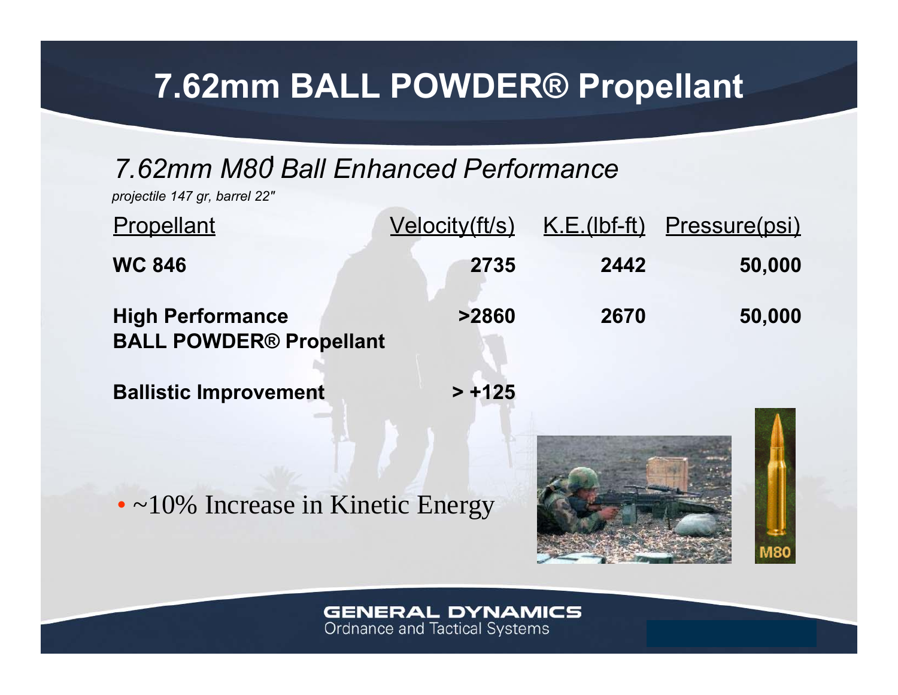# 7.62mm BALL POWDER® Propellant

## *7.62mm M80 Ball Enhanced Performance*

*projectile 147 gr, barrel 22"*

| Propellant | Velocity(ft/s) | K.E.(lbf-ft) | Pressure(psi) |
|---|---|---|---|
| **WC 846** | **2735** | **2442** | **50,000** |
| **High Performance BALL POWDER® Propellant** | **>2860** | **2670** | **50,000** |
| **Ballistic Improvement** | **> +125** | | |

- ~10% Increase in Kinetic Energy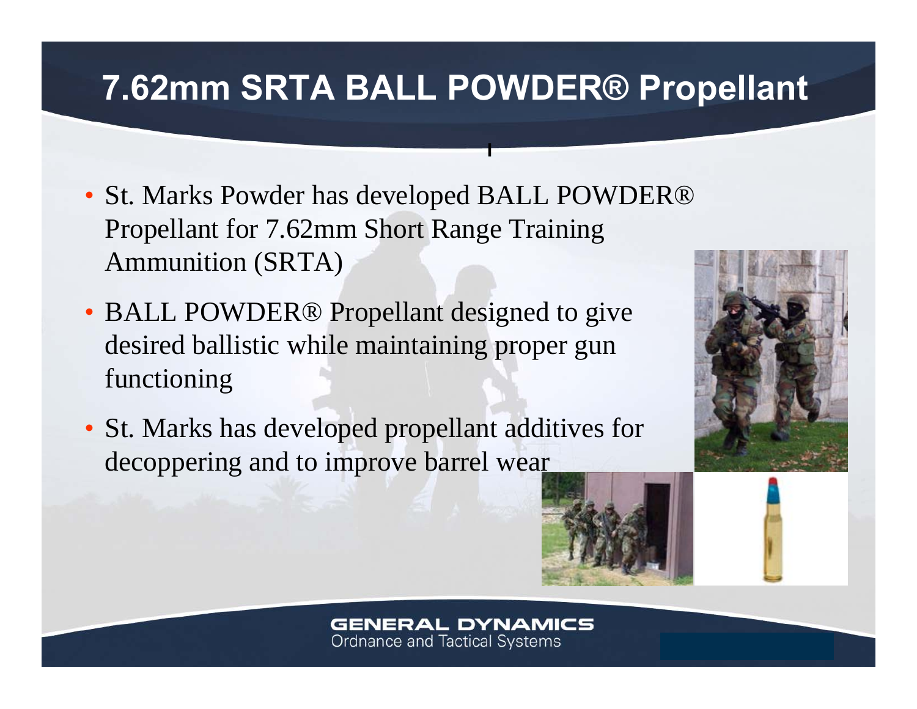# 7.62mm SRTA BALL POWDER® Propellant

- St. Marks Powder has developed BALL POWDER® Propellant for 7.62mm Short Range Training Ammunition (SRTA)
- BALL POWDER® Propellant designed to give desired ballistic while maintaining proper gun functioning
- St. Marks has developed propellant additives for decoppering and to improve barrel wear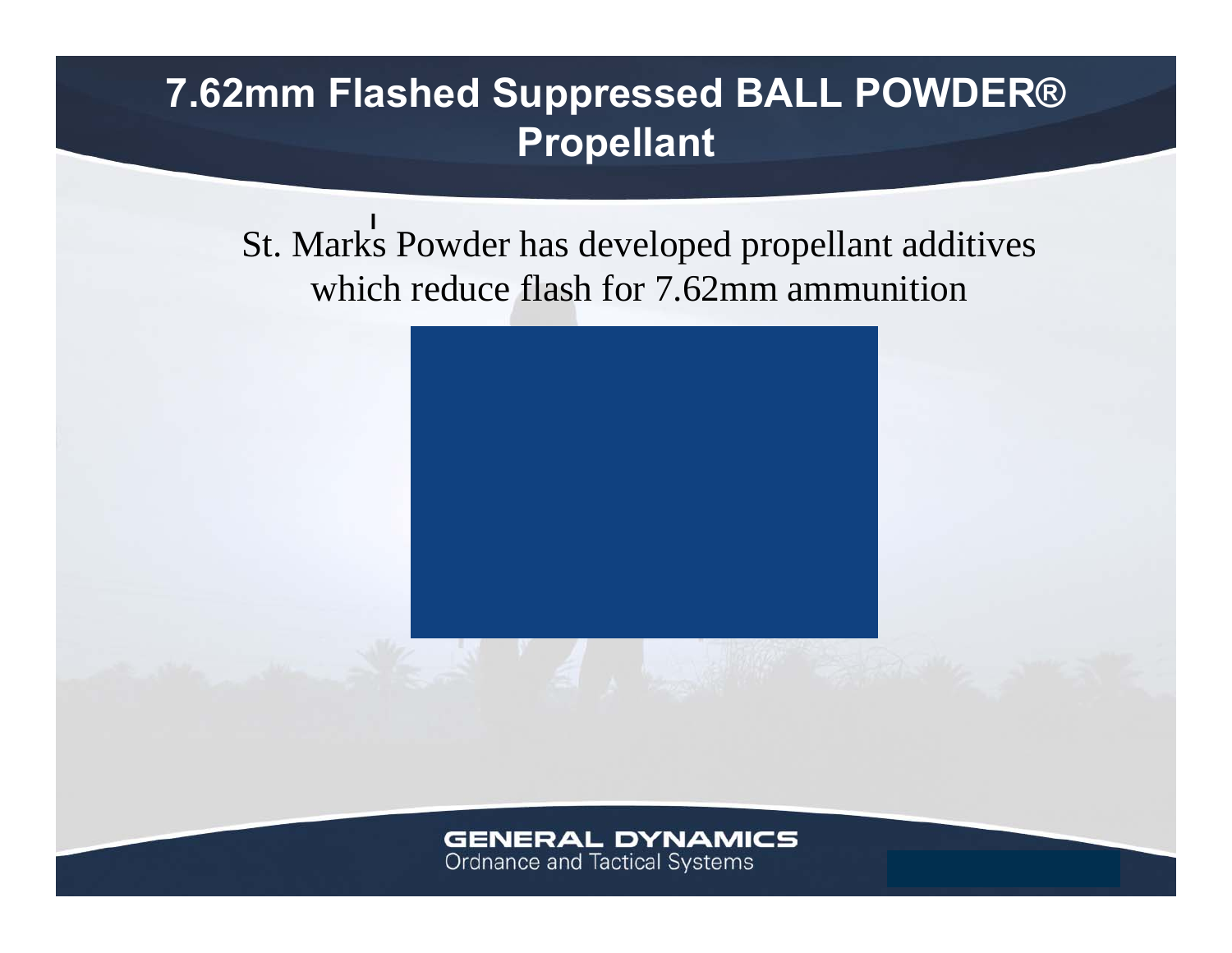# 7.62mm Flashed Suppressed BALL POWDER® Propellant

St. Marks Powder has developed propellant additives which reduce flash for 7.62mm ammunition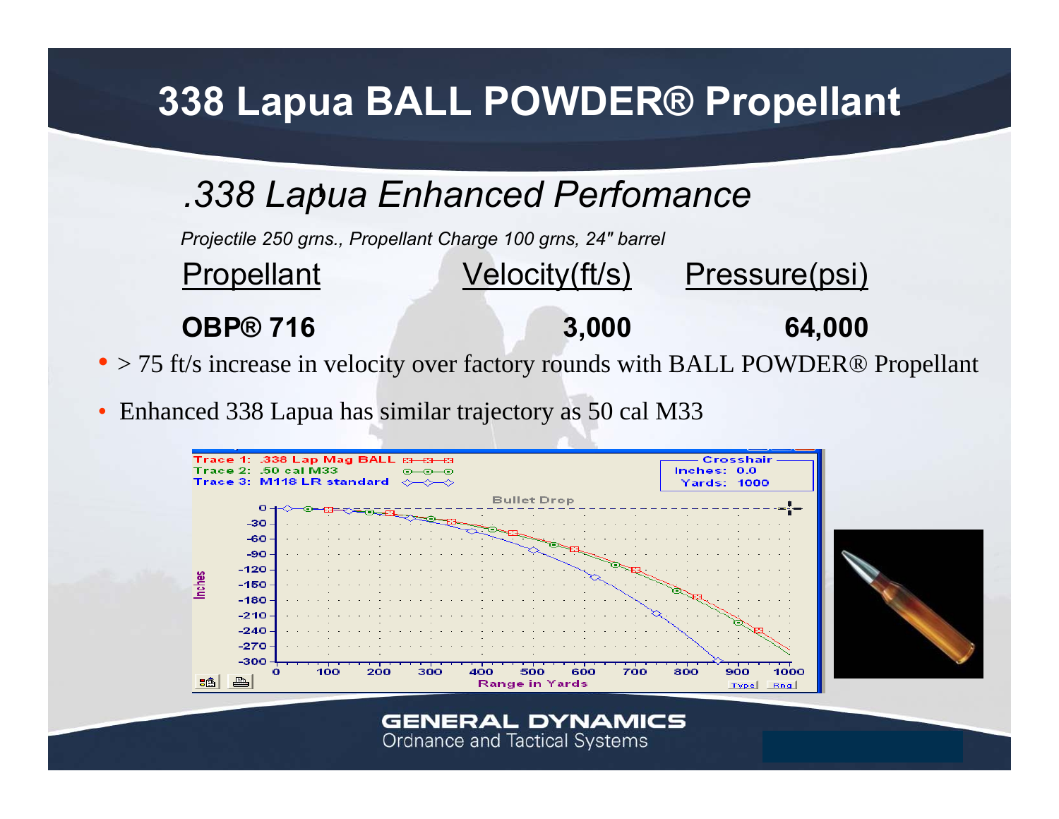# 338 Lapua BALL POWDER® Propellant

## .338 Lapua Enhanced Perfomance

*Projectile 250 grns., Propellant Charge 100 grns, 24" barrel*

| Propellant | Velocity(ft/s) | Pressure(psi) |
|---|---|---|
| **OBP® 716** | **3,000** | **64,000** |

- > 75 ft/s increase in velocity over factory rounds with BALL POWDER® Propellant
- Enhanced 338 Lapua has similar trajectory as 50 cal M33

Trace 1: .338 Lap Mag BALL
Trace 2: .50 cal M33
Trace 3: M118 LR standard

Crosshair — Inches: 0.0 — Yards: 1000

Bullet Drop

Inches (y-axis: 0 to -300); Range in Yards (x-axis: 0 to 1000)

GENERAL DYNAMICS
Ordnance and Tactical Systems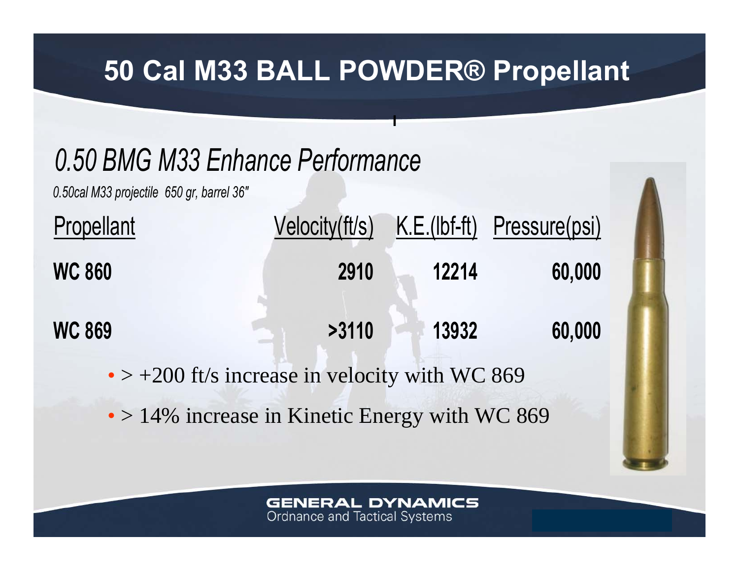# 50 Cal M33 BALL POWDER® Propellant

## *0.50 BMG M33 Enhance Performance*

*0.50cal M33 projectile 650 gr, barrel 36"*

| Propellant | Velocity(ft/s) | K.E.(lbf-ft) | Pressure(psi) |
|---|---|---|---|
| **WC 860** | **2910** | **12214** | **60,000** |
| **WC 869** | **>3110** | **13932** | **60,000** |

- > +200 ft/s increase in velocity with WC 869
- > 14% increase in Kinetic Energy with WC 869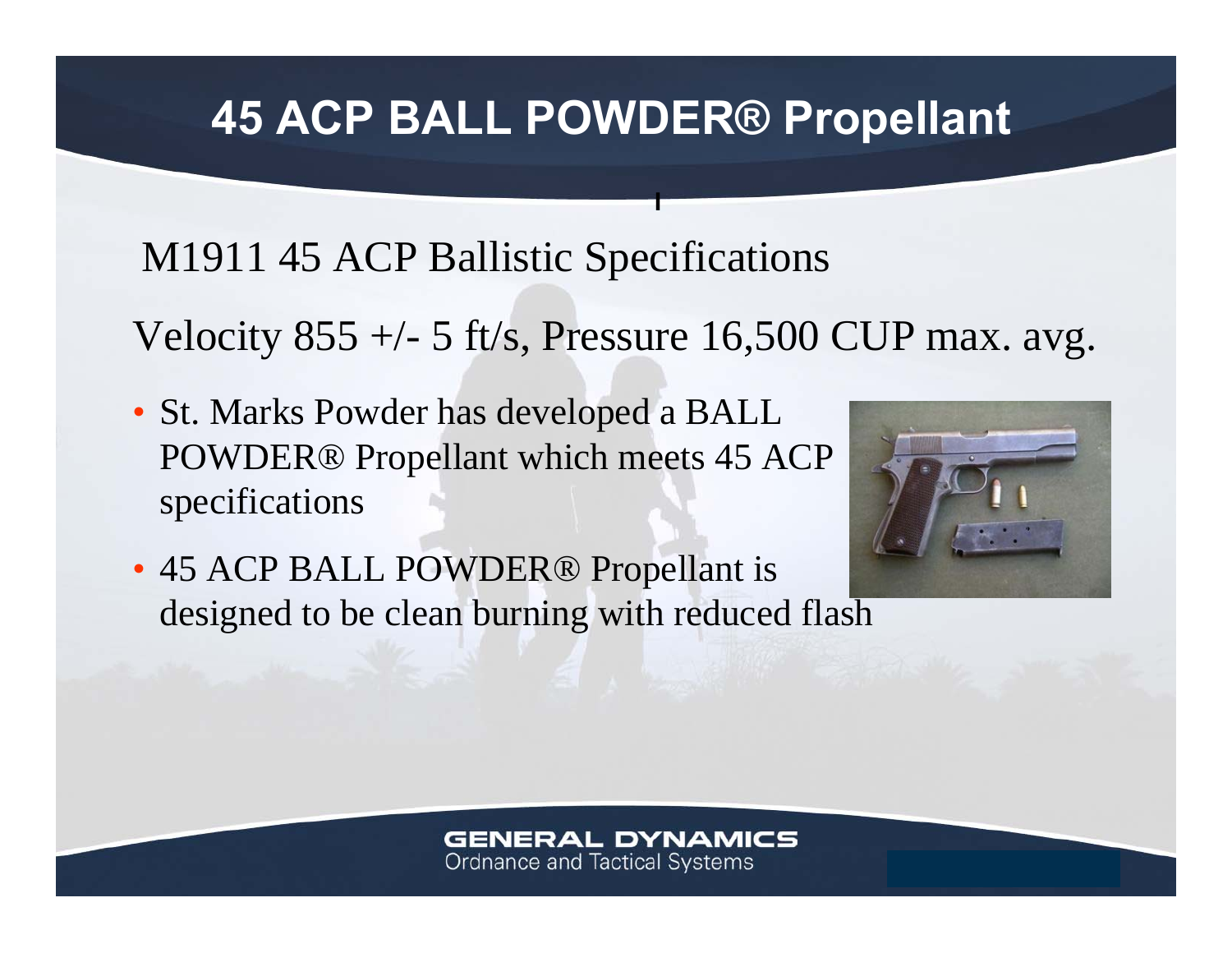# 45 ACP BALL POWDER® Propellant

M1911 45 ACP Ballistic Specifications

Velocity 855 +/- 5 ft/s, Pressure 16,500 CUP max. avg.

- St. Marks Powder has developed a BALL POWDER® Propellant which meets 45 ACP specifications
- 45 ACP BALL POWDER® Propellant is designed to be clean burning with reduced flash

GENERAL DYNAMICS
Ordnance and Tactical Systems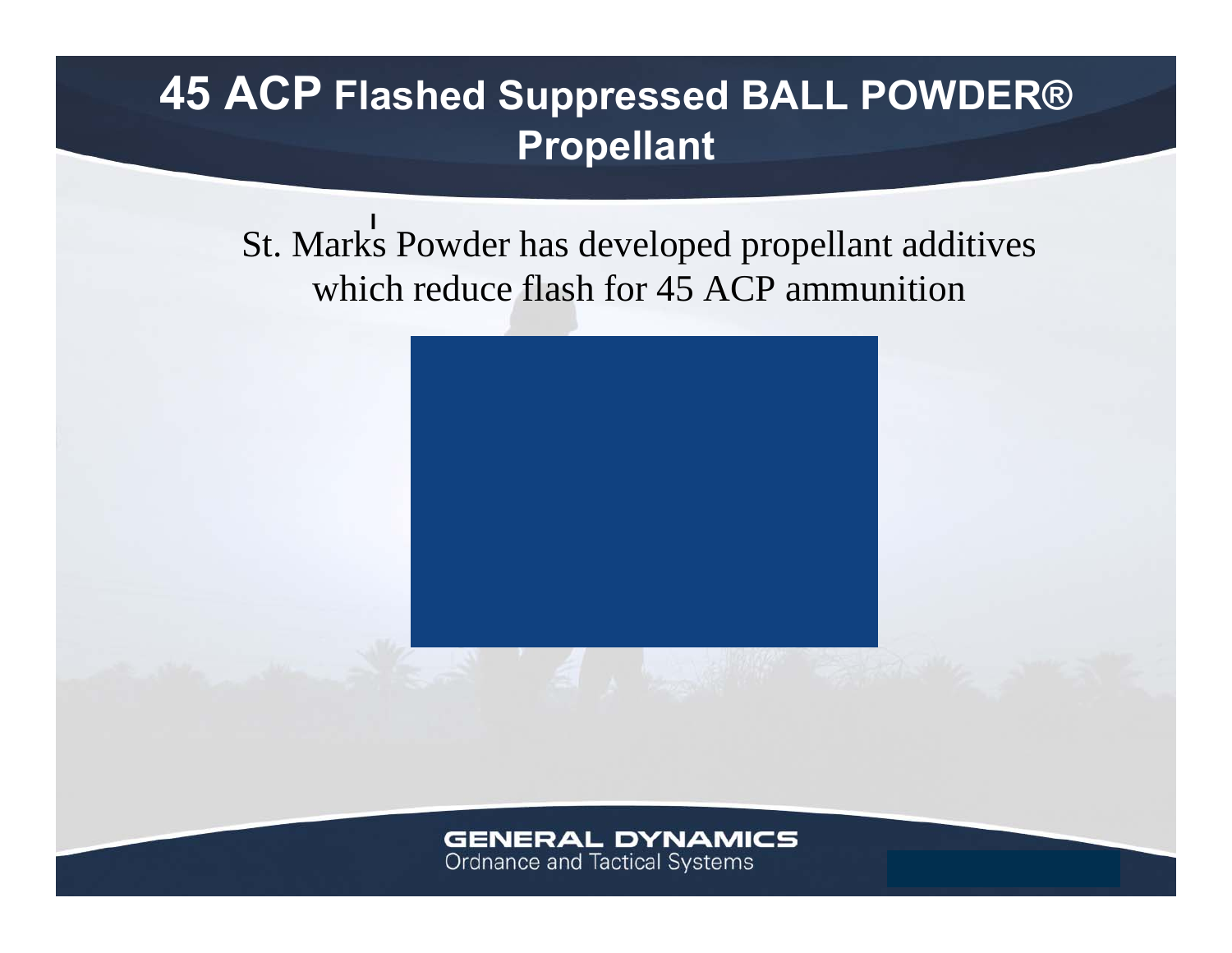# 45 ACP Flashed Suppressed BALL POWDER® Propellant

St. Marks Powder has developed propellant additives which reduce flash for 45 ACP ammunition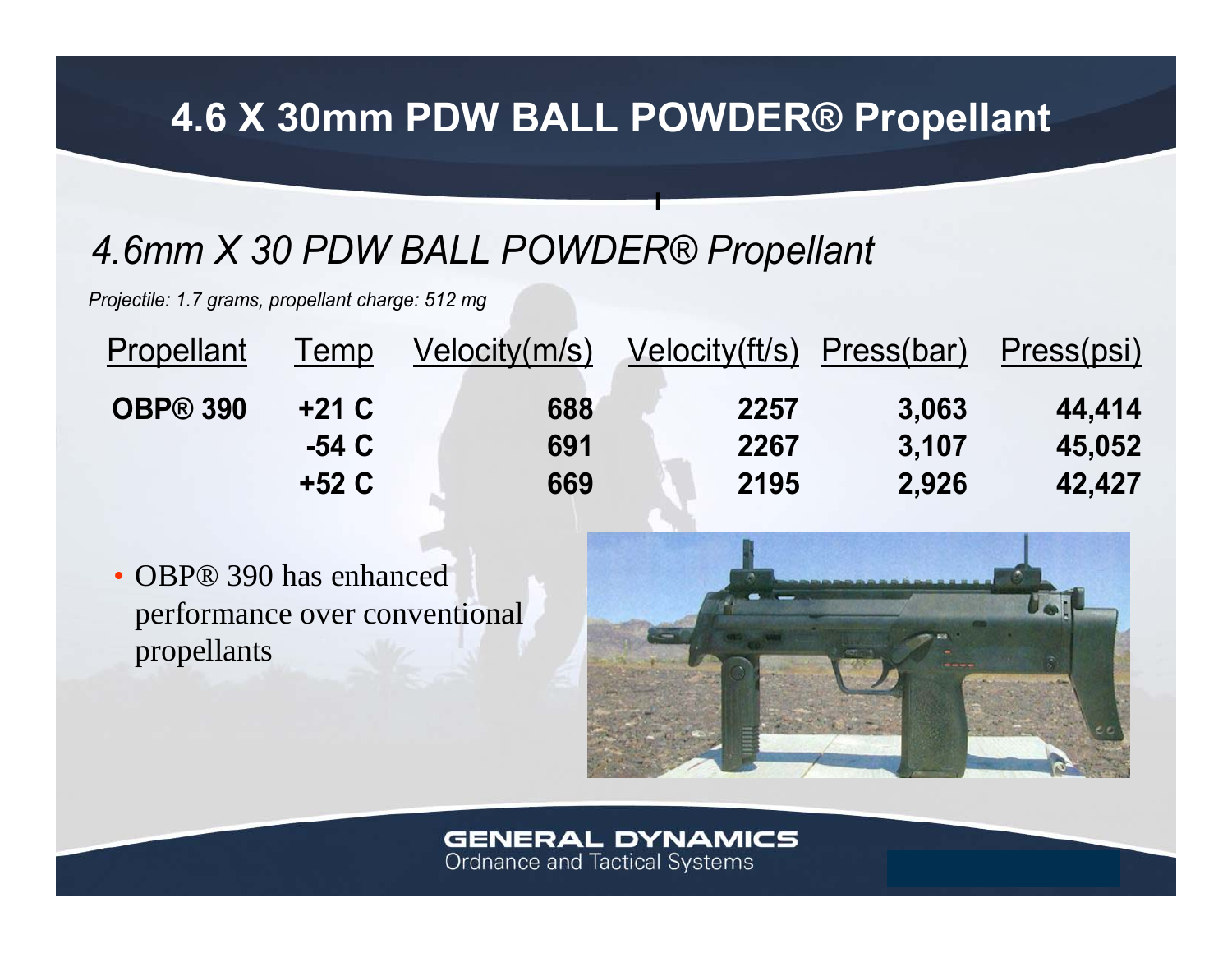# 4.6 X 30mm PDW BALL POWDER® Propellant

## *4.6mm X 30 PDW BALL POWDER® Propellant*

*Projectile: 1.7 grams, propellant charge: 512 mg*

| Propellant | Temp | Velocity(m/s) | Velocity(ft/s) | Press(bar) | Press(psi) |
|---|---|---|---|---|---|
| **OBP® 390** | **+21 C** | **688** | **2257** | **3,063** | **44,414** |
| | **-54 C** | **691** | **2267** | **3,107** | **45,052** |
| | **+52 C** | **669** | **2195** | **2,926** | **42,427** |

- OBP® 390 has enhanced performance over conventional propellants

**GENERAL DYNAMICS**
Ordnance and Tactical Systems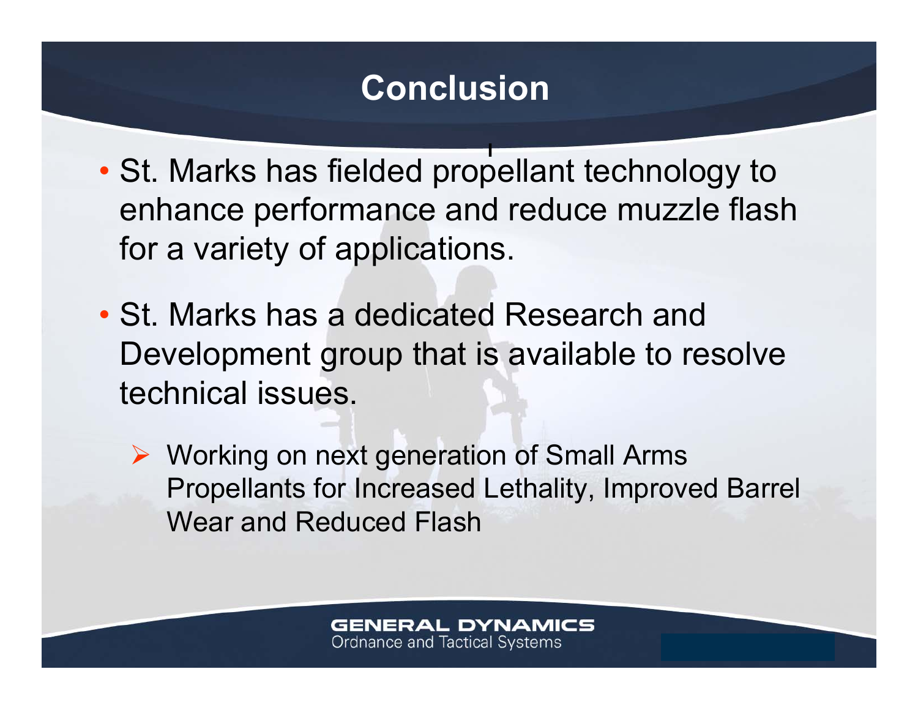# Conclusion

- St. Marks has fielded propellant technology to enhance performance and reduce muzzle flash for a variety of applications.
- St. Marks has a dedicated Research and Development group that is available to resolve technical issues.
  - Working on next generation of Small Arms Propellants for Increased Lethality, Improved Barrel Wear and Reduced Flash

GENERAL DYNAMICS
Ordnance and Tactical Systems